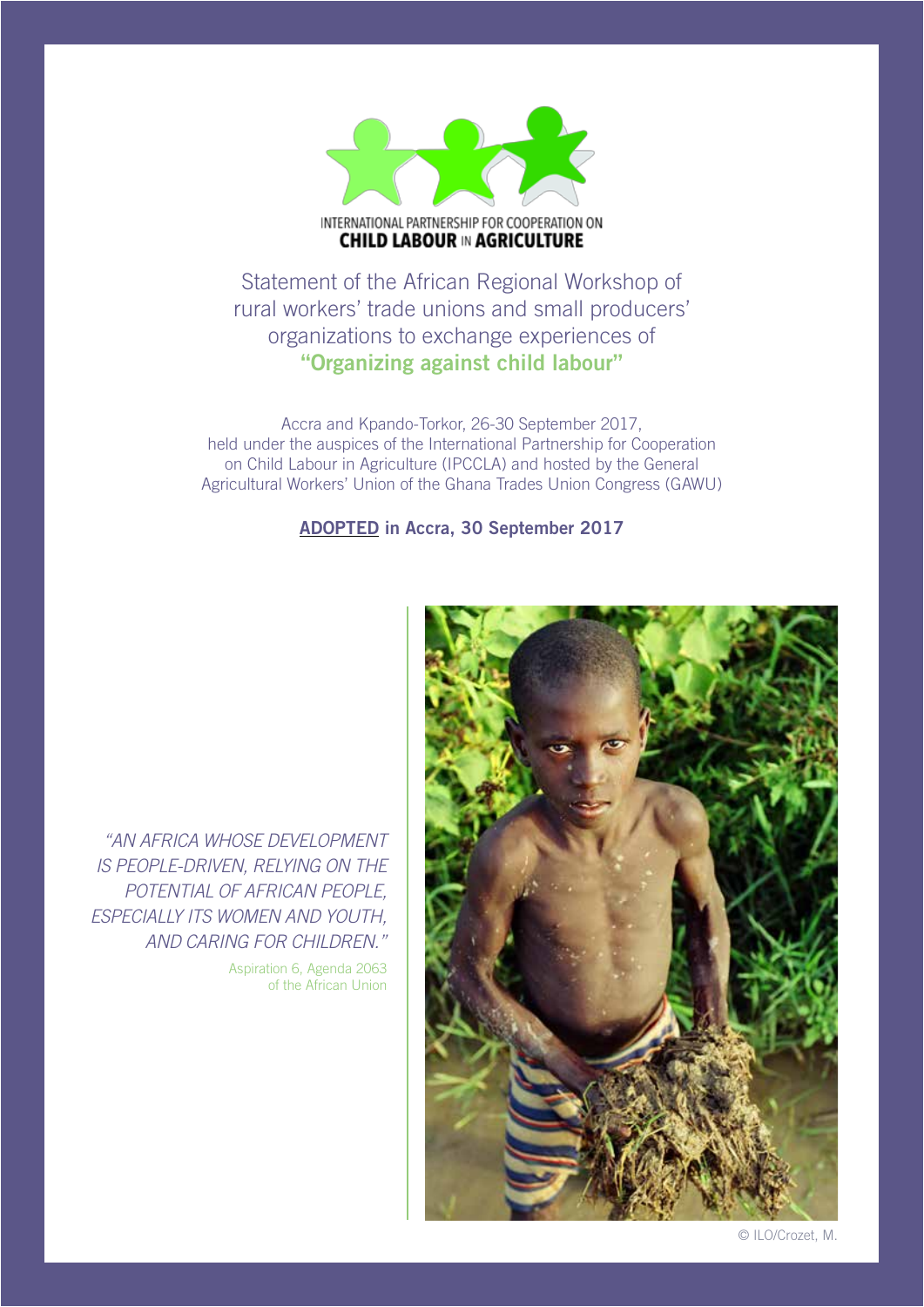INTERNATIONAL PARTNERSHIP FOR COOPERATION ON
**CHILD LABOUR IN AGRICULTURE**

# Statement of the African Regional Workshop of rural workers' trade unions and small producers' organizations to exchange experiences of "Organizing against child labour"

Accra and Kpando-Torkor, 26-30 September 2017, held under the auspices of the International Partnership for Cooperation on Child Labour in Agriculture (IPCCLA) and hosted by the General Agricultural Workers' Union of the Ghana Trades Union Congress (GAWU)

**ADOPTED in Accra, 30 September 2017**

*"AN AFRICA WHOSE DEVELOPMENT IS PEOPLE-DRIVEN, RELYING ON THE POTENTIAL OF AFRICAN PEOPLE, ESPECIALLY ITS WOMEN AND YOUTH, AND CARING FOR CHILDREN."*

Aspiration 6, Agenda 2063 of the African Union

© ILO/Crozet, M.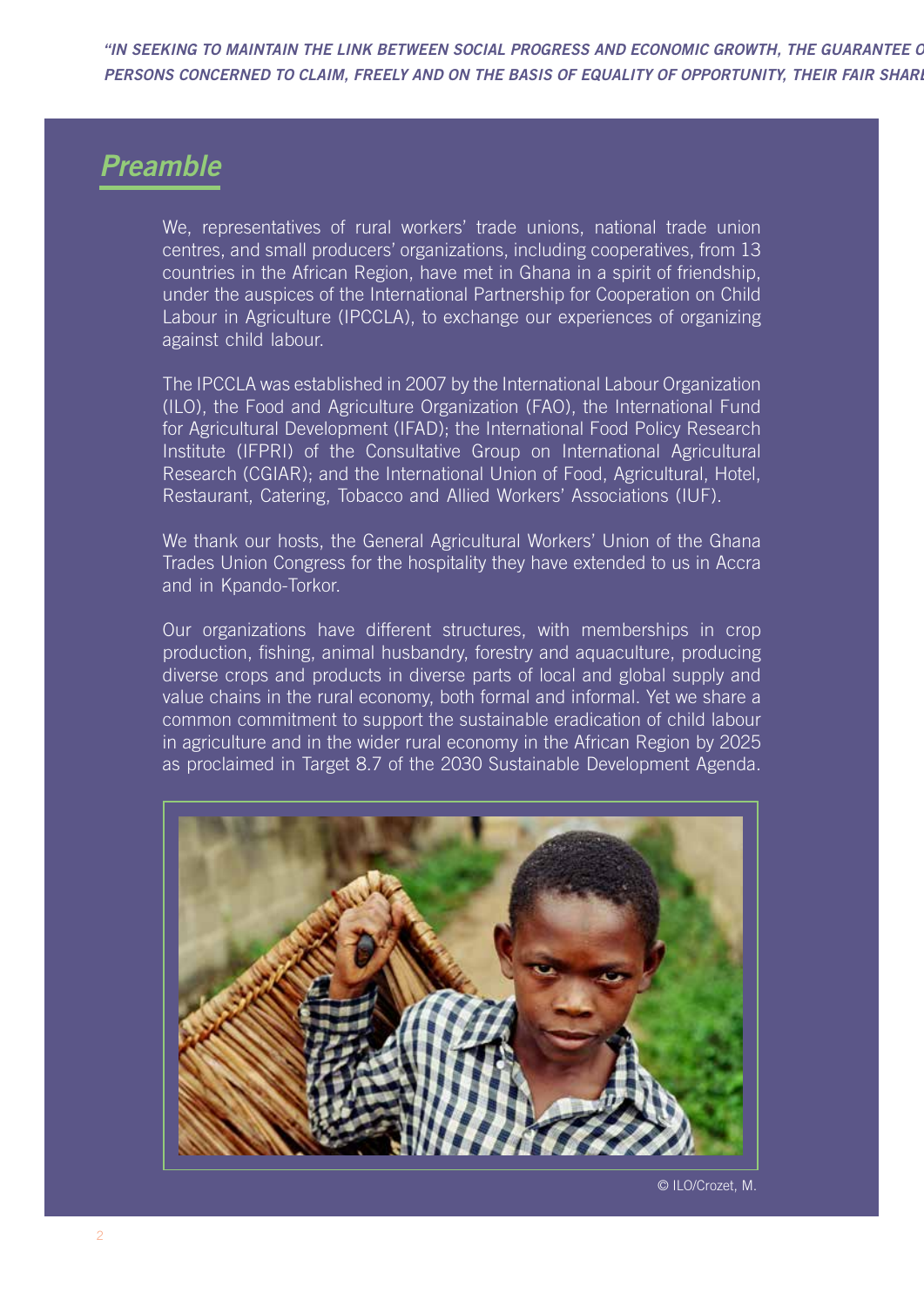## *Preamble*

We, representatives of rural workers' trade unions, national trade union centres, and small producers' organizations, including cooperatives, from 13 countries in the African Region, have met in Ghana in a spirit of friendship, under the auspices of the International Partnership for Cooperation on Child Labour in Agriculture (IPCCLA), to exchange our experiences of organizing against child labour.

The IPCCLA was established in 2007 by the International Labour Organization (ILO), the Food and Agriculture Organization (FAO), the International Fund for Agricultural Development (IFAD); the International Food Policy Research Institute (IFPRI) of the Consultative Group on International Agricultural Research (CGIAR); and the International Union of Food, Agricultural, Hotel, Restaurant, Catering, Tobacco and Allied Workers' Associations (IUF).

We thank our hosts, the General Agricultural Workers' Union of the Ghana Trades Union Congress for the hospitality they have extended to us in Accra and in Kpando-Torkor.

Our organizations have different structures, with memberships in crop production, fishing, animal husbandry, forestry and aquaculture, producing diverse crops and products in diverse parts of local and global supply and value chains in the rural economy, both formal and informal. Yet we share a common commitment to support the sustainable eradication of child labour in agriculture and in the wider rural economy in the African Region by 2025 as proclaimed in Target 8.7 of the 2030 Sustainable Development Agenda.

© ILO/Crozet, M.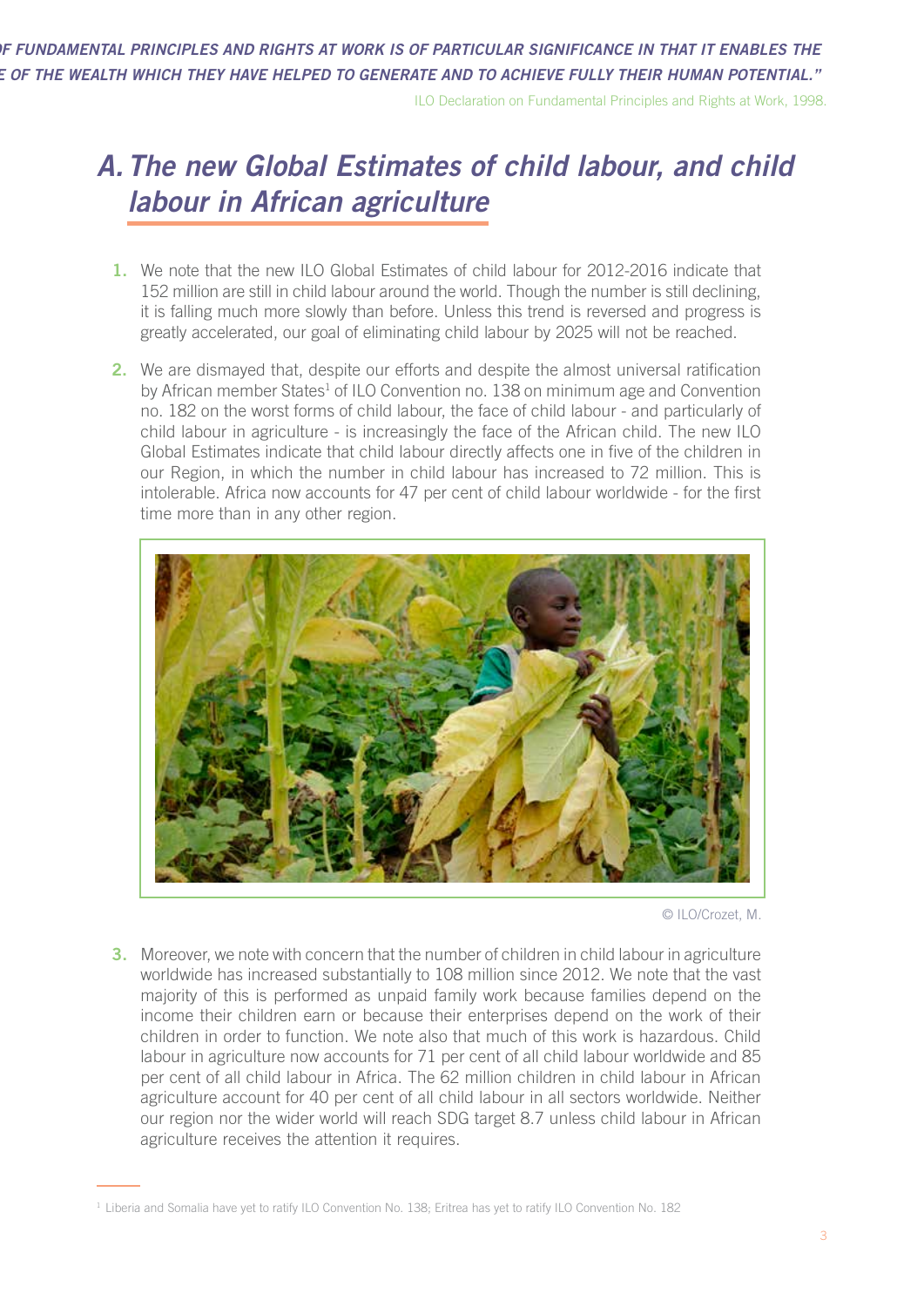*"…OF FUNDAMENTAL PRINCIPLES AND RIGHTS AT WORK IS OF PARTICULAR SIGNIFICANCE IN THAT IT ENABLES THE …E OF THE WEALTH WHICH THEY HAVE HELPED TO GENERATE AND TO ACHIEVE FULLY THEIR HUMAN POTENTIAL."*

ILO Declaration on Fundamental Principles and Rights at Work, 1998.

# A. The new Global Estimates of child labour, and child labour in African agriculture

1. We note that the new ILO Global Estimates of child labour for 2012-2016 indicate that 152 million are still in child labour around the world. Though the number is still declining, it is falling much more slowly than before. Unless this trend is reversed and progress is greatly accelerated, our goal of eliminating child labour by 2025 will not be reached.

2. We are dismayed that, despite our efforts and despite the almost universal ratification by African member States[1] of ILO Convention no. 138 on minimum age and Convention no. 182 on the worst forms of child labour, the face of child labour - and particularly of child labour in agriculture - is increasingly the face of the African child. The new ILO Global Estimates indicate that child labour directly affects one in five of the children in our Region, in which the number in child labour has increased to 72 million. This is intolerable. Africa now accounts for 47 per cent of child labour worldwide - for the first time more than in any other region.

© ILO/Crozet, M.

3. Moreover, we note with concern that the number of children in child labour in agriculture worldwide has increased substantially to 108 million since 2012. We note that the vast majority of this is performed as unpaid family work because families depend on the income their children earn or because their enterprises depend on the work of their children in order to function. We note also that much of this work is hazardous. Child labour in agriculture now accounts for 71 per cent of all child labour worldwide and 85 per cent of all child labour in Africa. The 62 million children in child labour in African agriculture account for 40 per cent of all child labour in all sectors worldwide. Neither our region nor the wider world will reach SDG target 8.7 unless child labour in African agriculture receives the attention it requires.

[1] Liberia and Somalia have yet to ratify ILO Convention No. 138; Eritrea has yet to ratify ILO Convention No. 182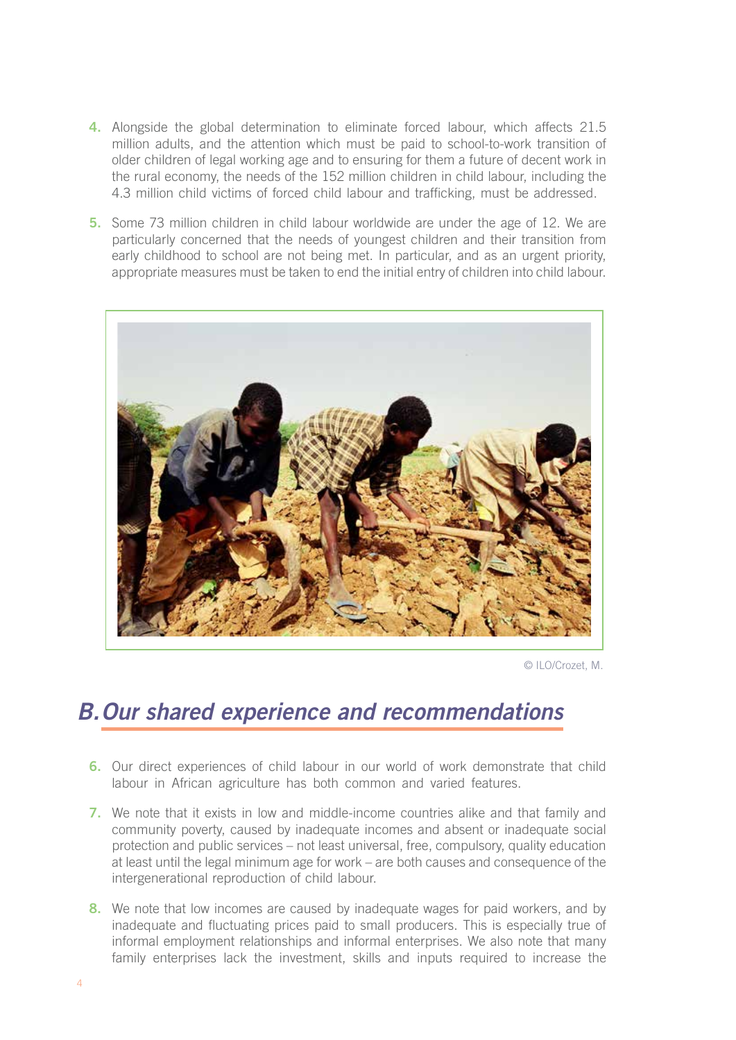4. Alongside the global determination to eliminate forced labour, which affects 21.5 million adults, and the attention which must be paid to school-to-work transition of older children of legal working age and to ensuring for them a future of decent work in the rural economy, the needs of the 152 million children in child labour, including the 4.3 million child victims of forced child labour and trafficking, must be addressed.

5. Some 73 million children in child labour worldwide are under the age of 12. We are particularly concerned that the needs of youngest children and their transition from early childhood to school are not being met. In particular, and as an urgent priority, appropriate measures must be taken to end the initial entry of children into child labour.

© ILO/Crozet, M.

## B. Our shared experience and recommendations

6. Our direct experiences of child labour in our world of work demonstrate that child labour in African agriculture has both common and varied features.

7. We note that it exists in low and middle-income countries alike and that family and community poverty, caused by inadequate incomes and absent or inadequate social protection and public services – not least universal, free, compulsory, quality education at least until the legal minimum age for work – are both causes and consequence of the intergenerational reproduction of child labour.

8. We note that low incomes are caused by inadequate wages for paid workers, and by inadequate and fluctuating prices paid to small producers. This is especially true of informal employment relationships and informal enterprises. We also note that many family enterprises lack the investment, skills and inputs required to increase the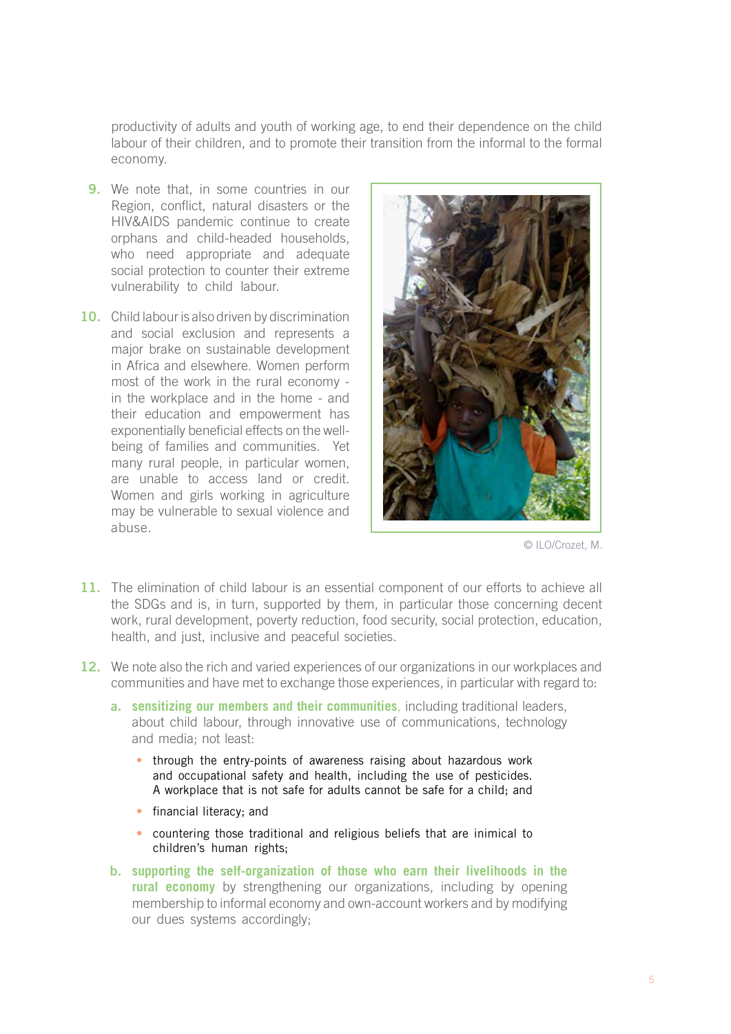productivity of adults and youth of working age, to end their dependence on the child labour of their children, and to promote their transition from the informal to the formal economy.

9. We note that, in some countries in our Region, conflict, natural disasters or the HIV&AIDS pandemic continue to create orphans and child-headed households, who need appropriate and adequate social protection to counter their extreme vulnerability to child labour.

10. Child labour is also driven by discrimination and social exclusion and represents a major brake on sustainable development in Africa and elsewhere. Women perform most of the work in the rural economy - in the workplace and in the home - and their education and empowerment has exponentially beneficial effects on the well-being of families and communities. Yet many rural people, in particular women, are unable to access land or credit. Women and girls working in agriculture may be vulnerable to sexual violence and abuse.

© ILO/Crozet, M.

11. The elimination of child labour is an essential component of our efforts to achieve all the SDGs and is, in turn, supported by them, in particular those concerning decent work, rural development, poverty reduction, food security, social protection, education, health, and just, inclusive and peaceful societies.

12. We note also the rich and varied experiences of our organizations in our workplaces and communities and have met to exchange those experiences, in particular with regard to:

    a. **sensitizing our members and their communities**, including traditional leaders, about child labour, through innovative use of communications, technology and media; not least:

    - through the entry-points of awareness raising about hazardous work and occupational safety and health, including the use of pesticides. A workplace that is not safe for adults cannot be safe for a child; and
    - financial literacy; and
    - countering those traditional and religious beliefs that are inimical to children's human rights;

    b. **supporting the self-organization of those who earn their livelihoods in the rural economy** by strengthening our organizations, including by opening membership to informal economy and own-account workers and by modifying our dues systems accordingly;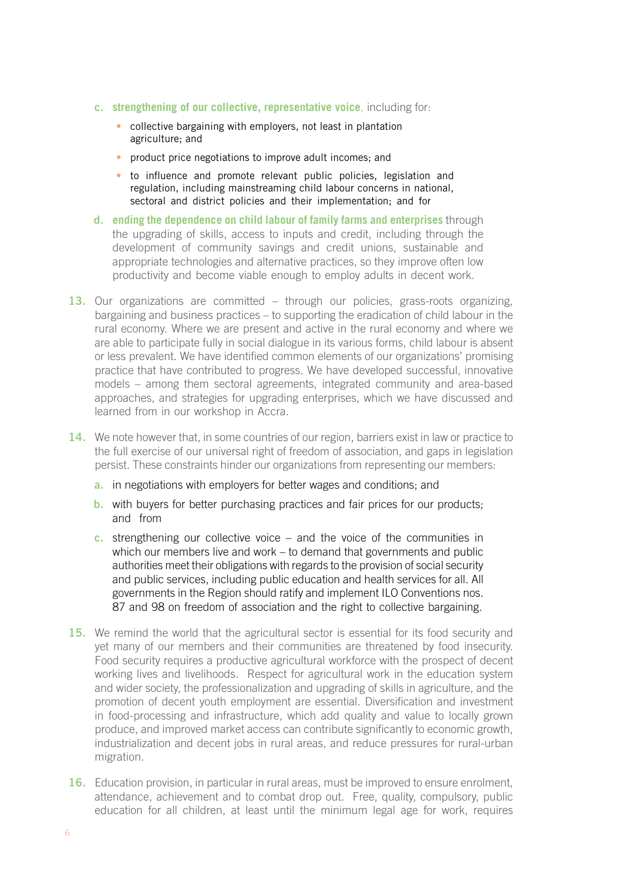c. **strengthening of our collective, representative voice**, including for:

- collective bargaining with employers, not least in plantation agriculture; and
- product price negotiations to improve adult incomes; and
- to influence and promote relevant public policies, legislation and regulation, including mainstreaming child labour concerns in national, sectoral and district policies and their implementation; and for

d. **ending the dependence on child labour of family farms and enterprises** through the upgrading of skills, access to inputs and credit, including through the development of community savings and credit unions, sustainable and appropriate technologies and alternative practices, so they improve often low productivity and become viable enough to employ adults in decent work.

13. Our organizations are committed – through our policies, grass-roots organizing, bargaining and business practices – to supporting the eradication of child labour in the rural economy. Where we are present and active in the rural economy and where we are able to participate fully in social dialogue in its various forms, child labour is absent or less prevalent. We have identified common elements of our organizations' promising practice that have contributed to progress. We have developed successful, innovative models – among them sectoral agreements, integrated community and area-based approaches, and strategies for upgrading enterprises, which we have discussed and learned from in our workshop in Accra.

14. We note however that, in some countries of our region, barriers exist in law or practice to the full exercise of our universal right of freedom of association, and gaps in legislation persist. These constraints hinder our organizations from representing our members:

a. in negotiations with employers for better wages and conditions; and

b. with buyers for better purchasing practices and fair prices for our products; and from

c. strengthening our collective voice – and the voice of the communities in which our members live and work – to demand that governments and public authorities meet their obligations with regards to the provision of social security and public services, including public education and health services for all. All governments in the Region should ratify and implement ILO Conventions nos. 87 and 98 on freedom of association and the right to collective bargaining.

15. We remind the world that the agricultural sector is essential for its food security and yet many of our members and their communities are threatened by food insecurity. Food security requires a productive agricultural workforce with the prospect of decent working lives and livelihoods. Respect for agricultural work in the education system and wider society, the professionalization and upgrading of skills in agriculture, and the promotion of decent youth employment are essential. Diversification and investment in food-processing and infrastructure, which add quality and value to locally grown produce, and improved market access can contribute significantly to economic growth, industrialization and decent jobs in rural areas, and reduce pressures for rural-urban migration.

16. Education provision, in particular in rural areas, must be improved to ensure enrolment, attendance, achievement and to combat drop out. Free, quality, compulsory, public education for all children, at least until the minimum legal age for work, requires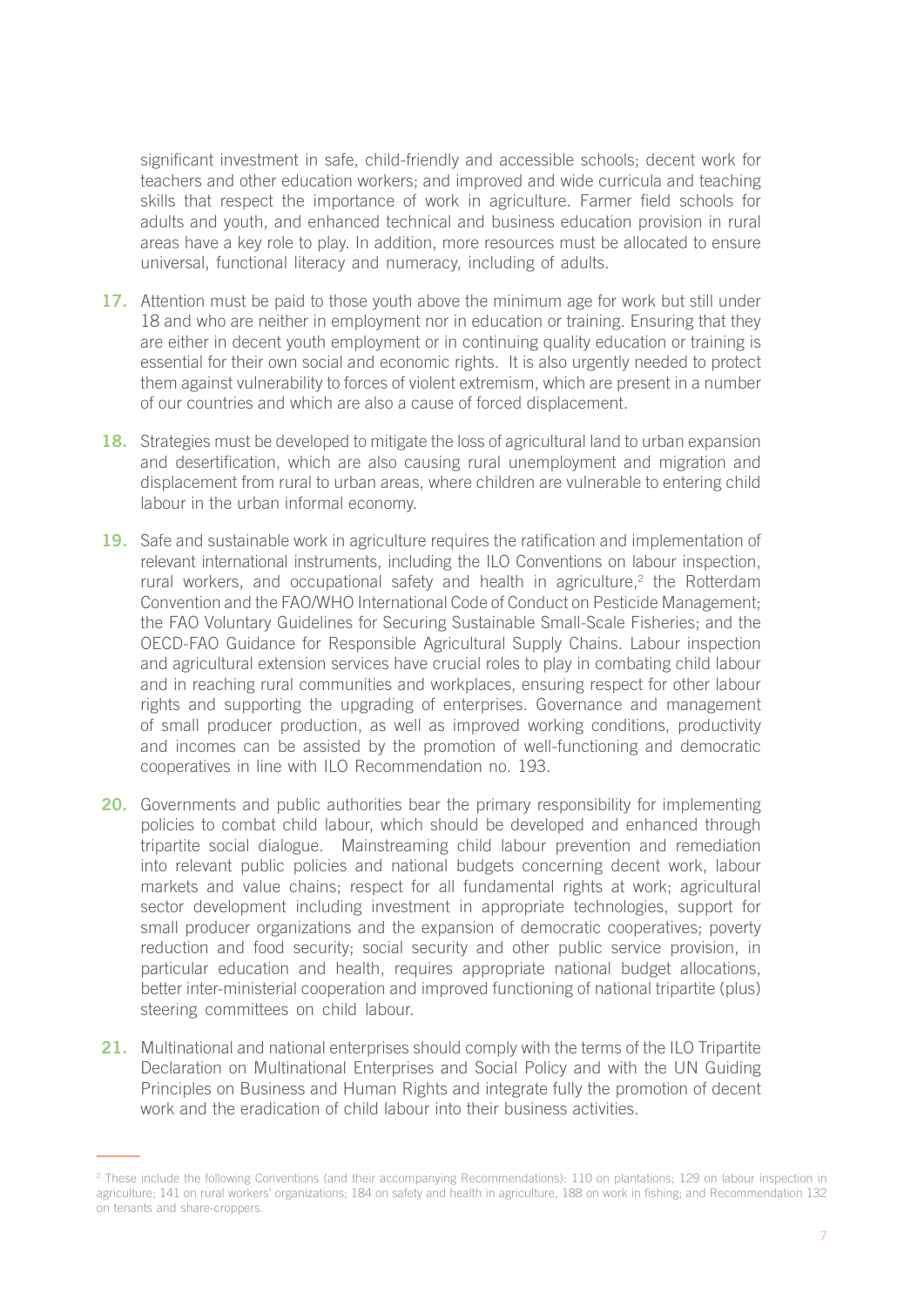significant investment in safe, child-friendly and accessible schools; decent work for teachers and other education workers; and improved and wide curricula and teaching skills that respect the importance of work in agriculture. Farmer field schools for adults and youth, and enhanced technical and business education provision in rural areas have a key role to play. In addition, more resources must be allocated to ensure universal, functional literacy and numeracy, including of adults.

17. Attention must be paid to those youth above the minimum age for work but still under 18 and who are neither in employment nor in education or training. Ensuring that they are either in decent youth employment or in continuing quality education or training is essential for their own social and economic rights. It is also urgently needed to protect them against vulnerability to forces of violent extremism, which are present in a number of our countries and which are also a cause of forced displacement.

18. Strategies must be developed to mitigate the loss of agricultural land to urban expansion and desertification, which are also causing rural unemployment and migration and displacement from rural to urban areas, where children are vulnerable to entering child labour in the urban informal economy.

19. Safe and sustainable work in agriculture requires the ratification and implementation of relevant international instruments, including the ILO Conventions on labour inspection, rural workers, and occupational safety and health in agriculture,[2] the Rotterdam Convention and the FAO/WHO International Code of Conduct on Pesticide Management; the FAO Voluntary Guidelines for Securing Sustainable Small-Scale Fisheries; and the OECD-FAO Guidance for Responsible Agricultural Supply Chains. Labour inspection and agricultural extension services have crucial roles to play in combating child labour and in reaching rural communities and workplaces, ensuring respect for other labour rights and supporting the upgrading of enterprises. Governance and management of small producer production, as well as improved working conditions, productivity and incomes can be assisted by the promotion of well-functioning and democratic cooperatives in line with ILO Recommendation no. 193.

20. Governments and public authorities bear the primary responsibility for implementing policies to combat child labour, which should be developed and enhanced through tripartite social dialogue. Mainstreaming child labour prevention and remediation into relevant public policies and national budgets concerning decent work, labour markets and value chains; respect for all fundamental rights at work; agricultural sector development including investment in appropriate technologies, support for small producer organizations and the expansion of democratic cooperatives; poverty reduction and food security; social security and other public service provision, in particular education and health, requires appropriate national budget allocations, better inter-ministerial cooperation and improved functioning of national tripartite (plus) steering committees on child labour.

21. Multinational and national enterprises should comply with the terms of the ILO Tripartite Declaration on Multinational Enterprises and Social Policy and with the UN Guiding Principles on Business and Human Rights and integrate fully the promotion of decent work and the eradication of child labour into their business activities.

---

[2] These include the following Conventions (and their accompanying Recommendations): 110 on plantations; 129 on labour inspection in agriculture; 141 on rural workers' organizations; 184 on safety and health in agriculture, 188 on work in fishing; and Recommendation 132 on tenants and share-croppers.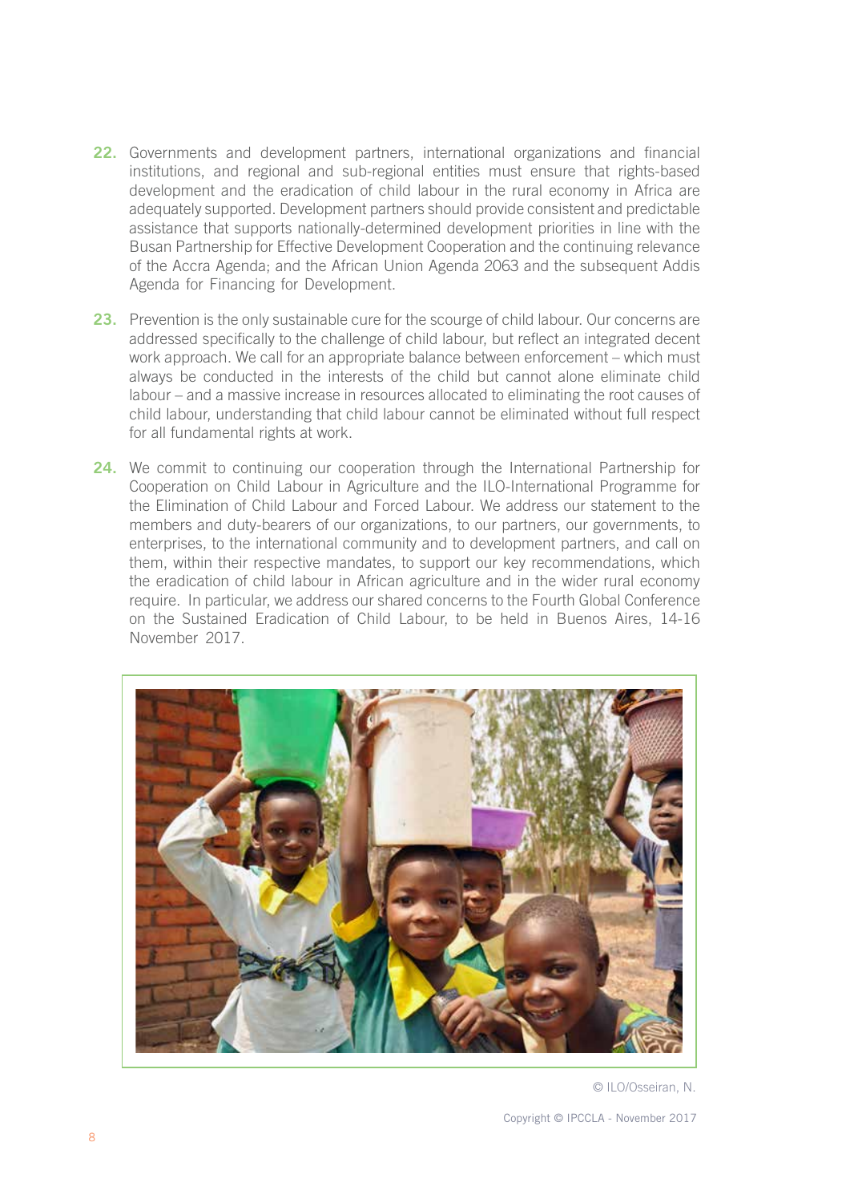22. Governments and development partners, international organizations and financial institutions, and regional and sub-regional entities must ensure that rights-based development and the eradication of child labour in the rural economy in Africa are adequately supported. Development partners should provide consistent and predictable assistance that supports nationally-determined development priorities in line with the Busan Partnership for Effective Development Cooperation and the continuing relevance of the Accra Agenda; and the African Union Agenda 2063 and the subsequent Addis Agenda for Financing for Development.

23. Prevention is the only sustainable cure for the scourge of child labour. Our concerns are addressed specifically to the challenge of child labour, but reflect an integrated decent work approach. We call for an appropriate balance between enforcement – which must always be conducted in the interests of the child but cannot alone eliminate child labour – and a massive increase in resources allocated to eliminating the root causes of child labour, understanding that child labour cannot be eliminated without full respect for all fundamental rights at work.

24. We commit to continuing our cooperation through the International Partnership for Cooperation on Child Labour in Agriculture and the ILO-International Programme for the Elimination of Child Labour and Forced Labour. We address our statement to the members and duty-bearers of our organizations, to our partners, our governments, to enterprises, to the international community and to development partners, and call on them, within their respective mandates, to support our key recommendations, which the eradication of child labour in African agriculture and in the wider rural economy require. In particular, we address our shared concerns to the Fourth Global Conference on the Sustained Eradication of Child Labour, to be held in Buenos Aires, 14-16 November 2017.

© ILO/Osseiran, N.

Copyright © IPCCLA - November 2017